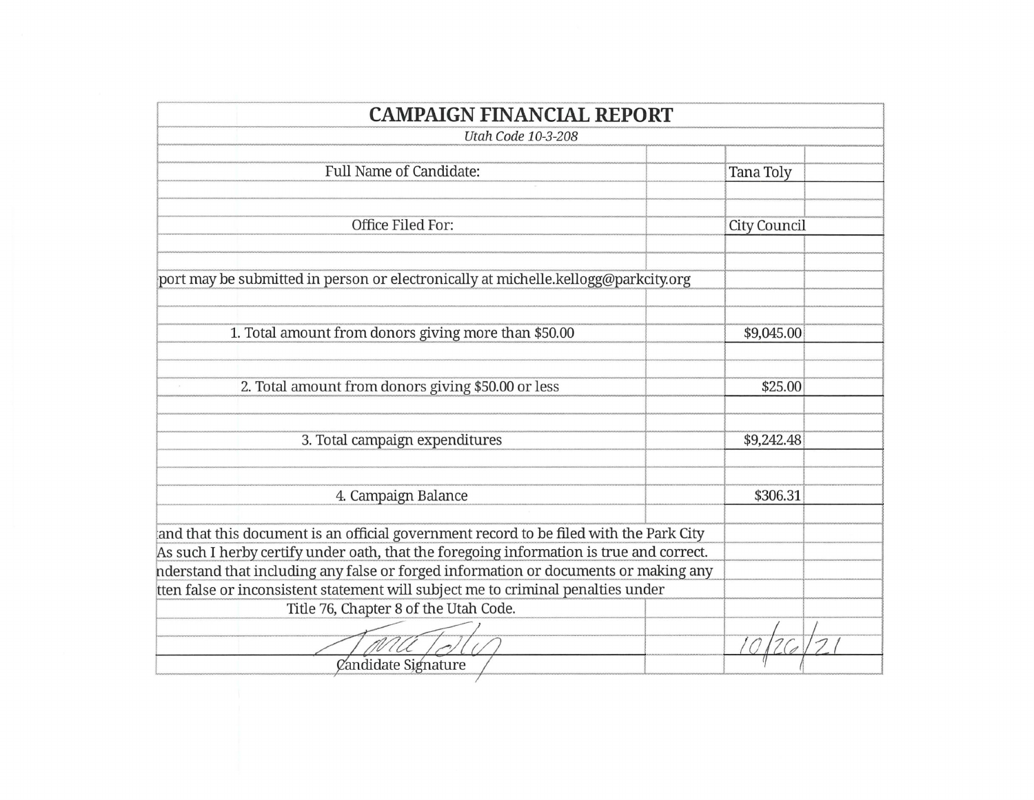# CAMPAIGN FINANCIAL REPORT

*Utah Code 10-3-208*

| | |
|---|---|
| Full Name of Candidate: | Tana Toly |
| Office Filed For: | City Council |

port may be submitted in person or electronically at michelle.kellogg@parkcity.org

| | |
|---|---|
| 1. Total amount from donors giving more than $50.00 | $9,045.00 |
| 2. Total amount from donors giving $50.00 or less | $25.00 |
| 3. Total campaign expenditures | $9,242.48 |
| 4. Campaign Balance | $306.31 |

and that this document is an official government record to be filed with the Park City
As such I herby certify under oath, that the foregoing information is true and correct.
nderstand that including any false or forged information or documents or making any
tten false or inconsistent statement will subject me to criminal penalties under
Title 76, Chapter 8 of the Utah Code.

Tana Toly — 10/26/21

Candidate Signature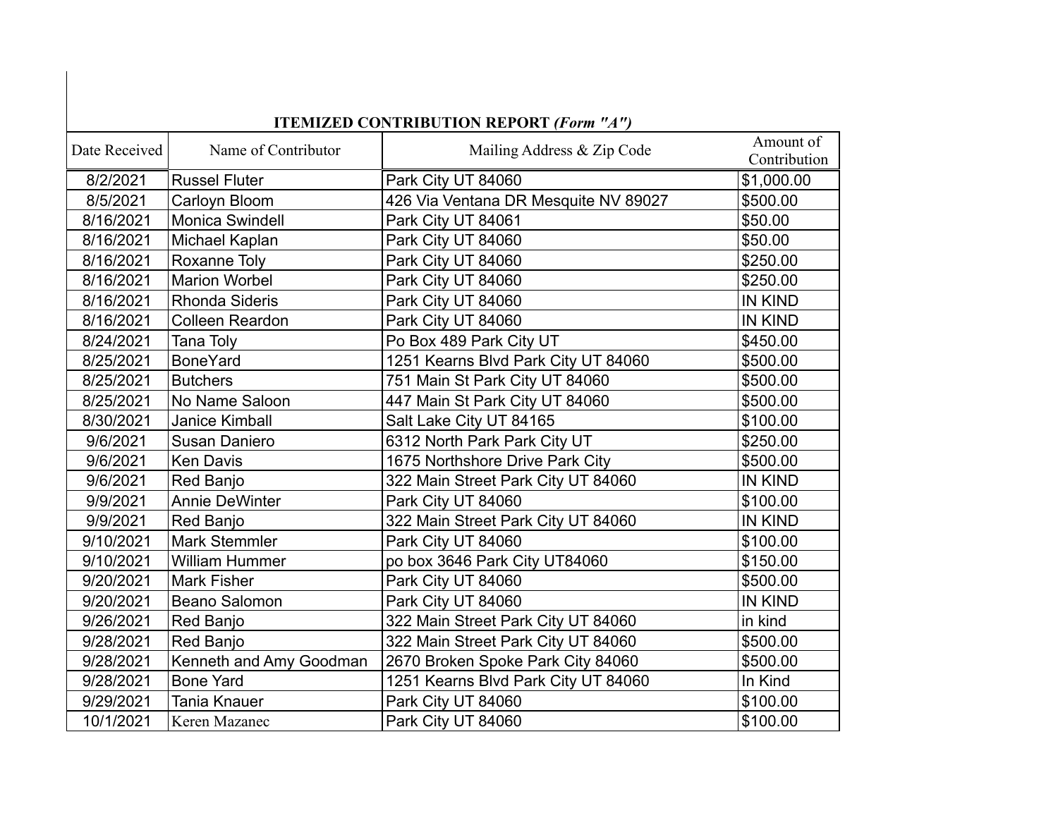**ITEMIZED CONTRIBUTION REPORT** ***(Form "A")***

| Date Received | Name of Contributor | Mailing Address & Zip Code | Amount of Contribution |
|---|---|---|---|
| 8/2/2021 | Russel Fluter | Park City UT 84060 | $1,000.00 |
| 8/5/2021 | Carloyn Bloom | 426 Via Ventana DR Mesquite NV 89027 | $500.00 |
| 8/16/2021 | Monica Swindell | Park City UT 84061 | $50.00 |
| 8/16/2021 | Michael Kaplan | Park City UT 84060 | $50.00 |
| 8/16/2021 | Roxanne Toly | Park City UT 84060 | $250.00 |
| 8/16/2021 | Marion Worbel | Park City UT 84060 | $250.00 |
| 8/16/2021 | Rhonda Sideris | Park City UT 84060 | IN KIND |
| 8/16/2021 | Colleen Reardon | Park City UT 84060 | IN KIND |
| 8/24/2021 | Tana Toly | Po Box 489 Park City UT | $450.00 |
| 8/25/2021 | BoneYard | 1251 Kearns Blvd Park City UT 84060 | $500.00 |
| 8/25/2021 | Butchers | 751 Main St Park City UT 84060 | $500.00 |
| 8/25/2021 | No Name Saloon | 447 Main St Park City UT 84060 | $500.00 |
| 8/30/2021 | Janice Kimball | Salt Lake City UT 84165 | $100.00 |
| 9/6/2021 | Susan Daniero | 6312 North Park Park City UT | $250.00 |
| 9/6/2021 | Ken Davis | 1675 Northshore Drive Park City | $500.00 |
| 9/6/2021 | Red Banjo | 322 Main Street Park City UT 84060 | IN KIND |
| 9/9/2021 | Annie DeWinter | Park City UT 84060 | $100.00 |
| 9/9/2021 | Red Banjo | 322 Main Street Park City UT 84060 | IN KIND |
| 9/10/2021 | Mark Stemmler | Park City UT 84060 | $100.00 |
| 9/10/2021 | William Hummer | po box 3646 Park City UT84060 | $150.00 |
| 9/20/2021 | Mark Fisher | Park City UT 84060 | $500.00 |
| 9/20/2021 | Beano Salomon | Park City UT 84060 | IN KIND |
| 9/26/2021 | Red Banjo | 322 Main Street Park City UT 84060 | in kind |
| 9/28/2021 | Red Banjo | 322 Main Street Park City UT 84060 | $500.00 |
| 9/28/2021 | Kenneth and Amy Goodman | 2670 Broken Spoke Park City 84060 | $500.00 |
| 9/28/2021 | Bone Yard | 1251 Kearns Blvd Park City UT 84060 | In Kind |
| 9/29/2021 | Tania Knauer | Park City UT 84060 | $100.00 |
| 10/1/2021 | Keren Mazanec | Park City UT 84060 | $100.00 |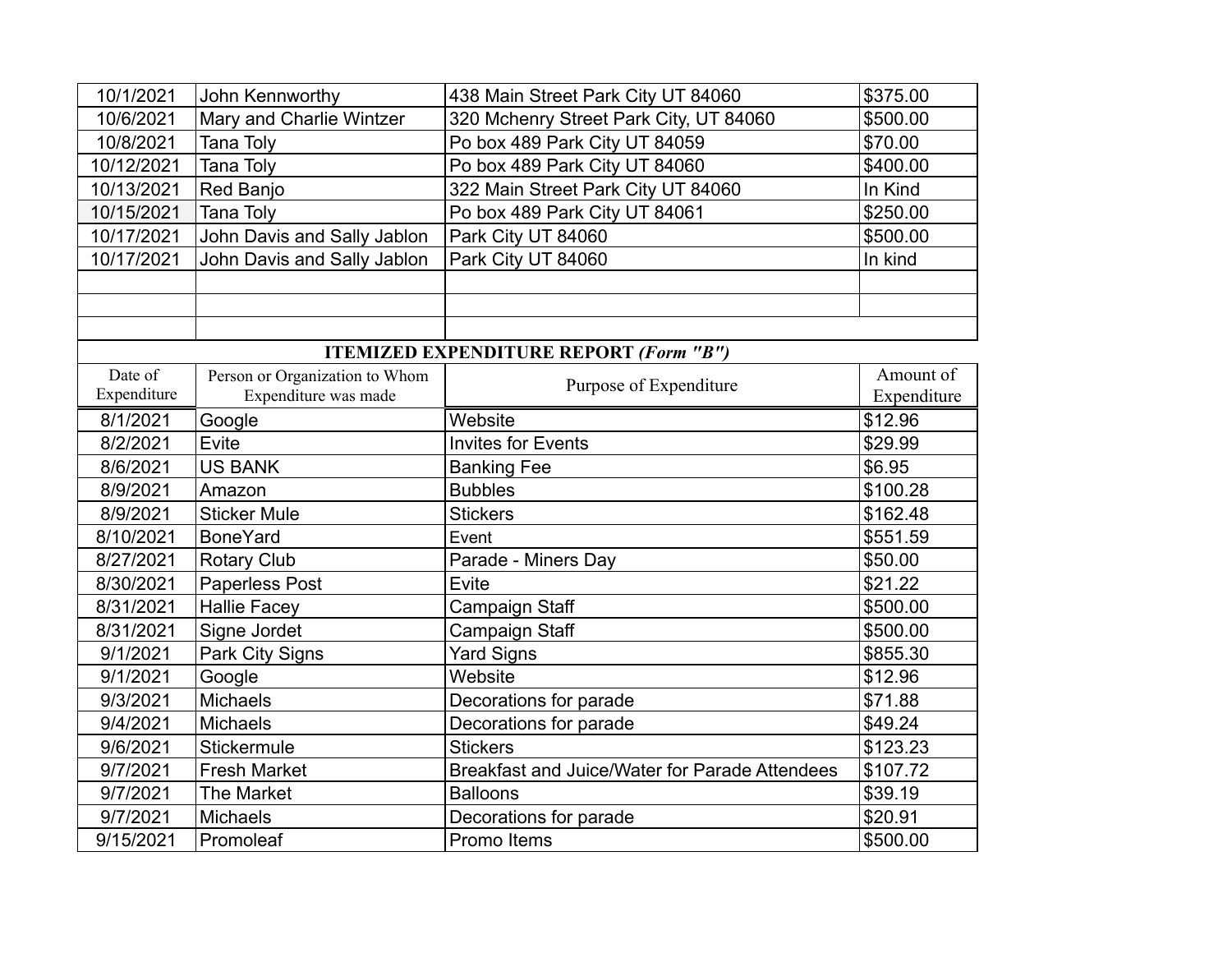| | | | |
|---|---|---|---|
| 10/1/2021 | John Kennworthy | 438 Main Street Park City UT 84060 | $375.00 |
| 10/6/2021 | Mary and Charlie Wintzer | 320 Mchenry Street Park City, UT 84060 | $500.00 |
| 10/8/2021 | Tana Toly | Po box 489 Park City UT 84059 | $70.00 |
| 10/12/2021 | Tana Toly | Po box 489 Park City UT 84060 | $400.00 |
| 10/13/2021 | Red Banjo | 322 Main Street Park City UT 84060 | In Kind |
| 10/15/2021 | Tana Toly | Po box 489 Park City UT 84061 | $250.00 |
| 10/17/2021 | John Davis and Sally Jablon | Park City UT 84060 | $500.00 |
| 10/17/2021 | John Davis and Sally Jablon | Park City UT 84060 | In kind |
| | | | |
| | | | |
| | | | |

**ITEMIZED EXPENDITURE REPORT *(Form "B")***

| Date of Expenditure | Person or Organization to Whom Expenditure was made | Purpose of Expenditure | Amount of Expenditure |
|---|---|---|---|
| 8/1/2021 | Google | Website | $12.96 |
| 8/2/2021 | Evite | Invites for Events | $29.99 |
| 8/6/2021 | US BANK | Banking Fee | $6.95 |
| 8/9/2021 | Amazon | Bubbles | $100.28 |
| 8/9/2021 | Sticker Mule | Stickers | $162.48 |
| 8/10/2021 | BoneYard | Event | $551.59 |
| 8/27/2021 | Rotary Club | Parade - Miners Day | $50.00 |
| 8/30/2021 | Paperless Post | Evite | $21.22 |
| 8/31/2021 | Hallie Facey | Campaign Staff | $500.00 |
| 8/31/2021 | Signe Jordet | Campaign Staff | $500.00 |
| 9/1/2021 | Park City Signs | Yard Signs | $855.30 |
| 9/1/2021 | Google | Website | $12.96 |
| 9/3/2021 | Michaels | Decorations for parade | $71.88 |
| 9/4/2021 | Michaels | Decorations for parade | $49.24 |
| 9/6/2021 | Stickermule | Stickers | $123.23 |
| 9/7/2021 | Fresh Market | Breakfast and Juice/Water for Parade Attendees | $107.72 |
| 9/7/2021 | The Market | Balloons | $39.19 |
| 9/7/2021 | Michaels | Decorations for parade | $20.91 |
| 9/15/2021 | Promoleaf | Promo Items | $500.00 |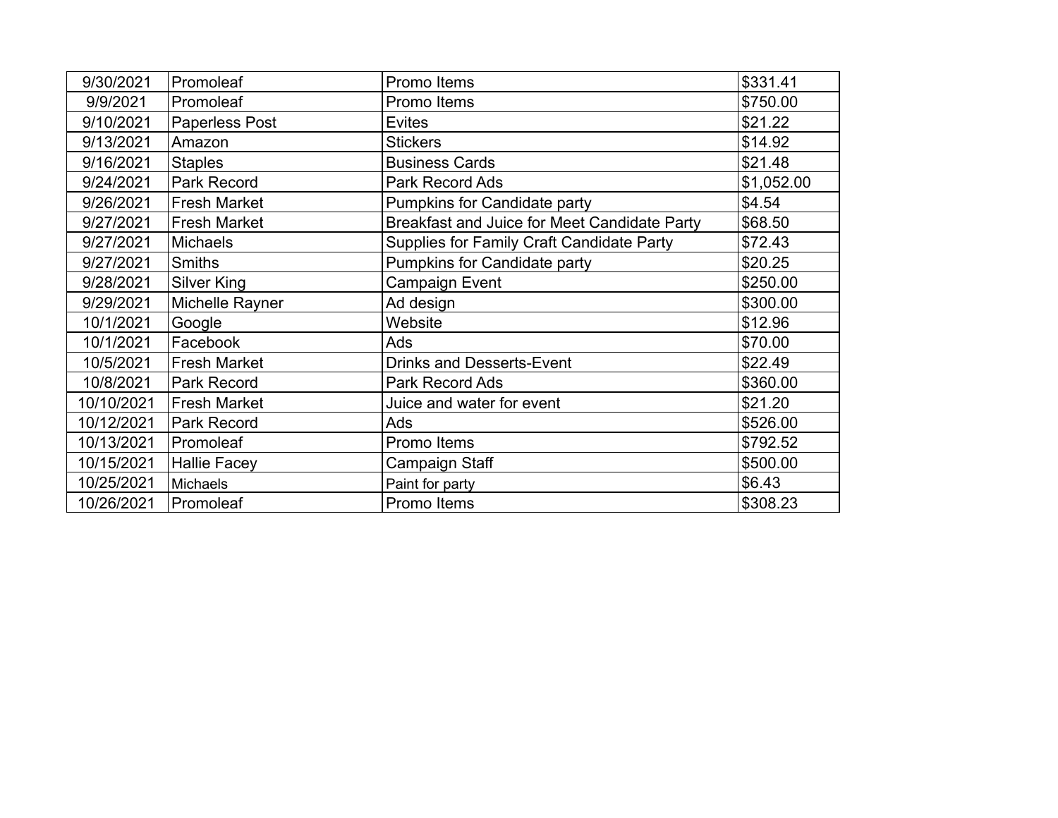| | | | |
|---|---|---|---|
| 9/30/2021 | Promoleaf | Promo Items | $331.41 |
| 9/9/2021 | Promoleaf | Promo Items | $750.00 |
| 9/10/2021 | Paperless Post | Evites | $21.22 |
| 9/13/2021 | Amazon | Stickers | $14.92 |
| 9/16/2021 | Staples | Business Cards | $21.48 |
| 9/24/2021 | Park Record | Park Record Ads | $1,052.00 |
| 9/26/2021 | Fresh Market | Pumpkins for Candidate party | $4.54 |
| 9/27/2021 | Fresh Market | Breakfast and Juice for Meet Candidate Party | $68.50 |
| 9/27/2021 | Michaels | Supplies for Family Craft Candidate Party | $72.43 |
| 9/27/2021 | Smiths | Pumpkins for Candidate party | $20.25 |
| 9/28/2021 | Silver King | Campaign Event | $250.00 |
| 9/29/2021 | Michelle Rayner | Ad design | $300.00 |
| 10/1/2021 | Google | Website | $12.96 |
| 10/1/2021 | Facebook | Ads | $70.00 |
| 10/5/2021 | Fresh Market | Drinks and Desserts-Event | $22.49 |
| 10/8/2021 | Park Record | Park Record Ads | $360.00 |
| 10/10/2021 | Fresh Market | Juice and water for event | $21.20 |
| 10/12/2021 | Park Record | Ads | $526.00 |
| 10/13/2021 | Promoleaf | Promo Items | $792.52 |
| 10/15/2021 | Hallie Facey | Campaign Staff | $500.00 |
| 10/25/2021 | Michaels | Paint for party | $6.43 |
| 10/26/2021 | Promoleaf | Promo Items | $308.23 |